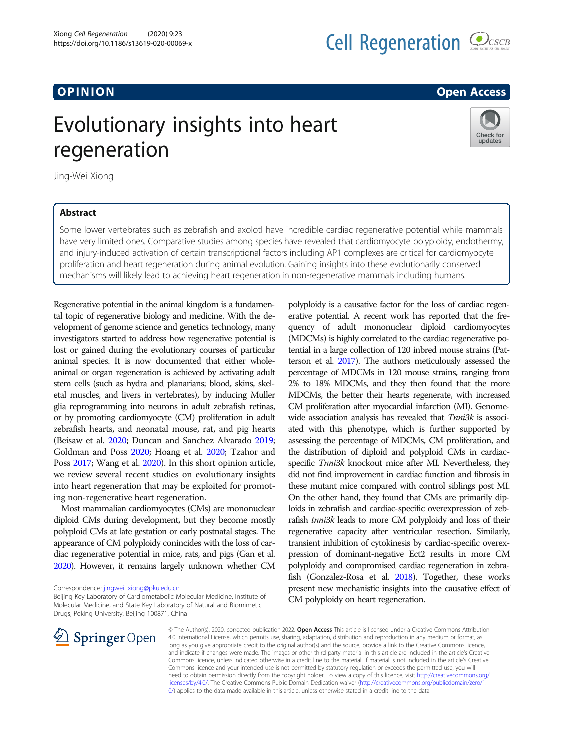OPINION

Open Access

# Evolutionary insights into heart regeneration

Jing-Wei Xiong

## Abstract

Some lower vertebrates such as zebrafish and axolotl have incredible cardiac regenerative potential while mammals have very limited ones. Comparative studies among species have revealed that cardiomyocyte polyploidy, endothermy, and injury-induced activation of certain transcriptional factors including AP1 complexes are critical for cardiomyocyte proliferation and heart regeneration during animal evolution. Gaining insights into these evolutionarily conserved mechanisms will likely lead to achieving heart regeneration in non-regenerative mammals including humans.

Regenerative potential in the animal kingdom is a fundamental topic of regenerative biology and medicine. With the development of genome science and genetics technology, many investigators started to address how regenerative potential is lost or gained during the evolutionary courses of particular animal species. It is now documented that either whole-animal or organ regeneration is achieved by activating adult stem cells (such as hydra and planarians; blood, skins, skeletal muscles, and livers in vertebrates), by inducing Muller glia reprogramming into neurons in adult zebrafish retinas, or by promoting cardiomyocyte (CM) proliferation in adult zebrafish hearts, and neonatal mouse, rat, and pig hearts (Beisaw et al. 2020; Duncan and Sanchez Alvarado 2019; Goldman and Poss 2020; Hoang et al. 2020; Tzahor and Poss 2017; Wang et al. 2020). In this short opinion article, we review several recent studies on evolutionary insights into heart regeneration that may be exploited for promoting non-regenerative heart regeneration.

Most mammalian cardiomyocytes (CMs) are mononuclear diploid CMs during development, but they become mostly polyploid CMs at late gestation or early postnatal stages. The appearance of CM polyploidy conincides with the loss of cardiac regenerative potential in mice, rats, and pigs (Gan et al. 2020). However, it remains largely unknown whether CM polyploidy is a causative factor for the loss of cardiac regenerative potential. A recent work has reported that the frequency of adult mononuclear diploid cardiomyocytes (MDCMs) is highly correlated to the cardiac regenerative potential in a large collection of 120 inbred mouse strains (Patterson et al. 2017). The authors meticulously assessed the percentage of MDCMs in 120 mouse strains, ranging from 2% to 18% MDCMs, and they then found that the more MDCMs, the better their hearts regenerate, with increased CM proliferation after myocardial infarction (MI). Genome-wide association analysis has revealed that *Tnni3k* is associated with this phenotype, which is further supported by assessing the percentage of MDCMs, CM proliferation, and the distribution of diploid and polyploid CMs in cardiac-specific *Tnni3k* knockout mice after MI. Nevertheless, they did not find improvement in cardiac function and fibrosis in these mutant mice compared with control siblings post MI. On the other hand, they found that CMs are primarily diploids in zebrafish and cardiac-specific overexpression of zebrafish *tnni3k* leads to more CM polyploidy and loss of their regenerative capacity after ventricular resection. Similarly, transient inhibition of cytokinesis by cardiac-specific overexpression of dominant-negative Ect2 results in more CM polyploidy and compromised cardiac regeneration in zebrafish (Gonzalez-Rosa et al. 2018). Together, these works present new mechanistic insights into the causative effect of CM polyploidy on heart regeneration.

Correspondence: jingwei_xiong@pku.edu.cn
Beijing Key Laboratory of Cardiometabolic Molecular Medicine, Institute of Molecular Medicine, and State Key Laboratory of Natural and Biomimetic Drugs, Peking University, Beijing 100871, China

© The Author(s). 2020, corrected publication 2022. **Open Access** This article is licensed under a Creative Commons Attribution 4.0 International License, which permits use, sharing, adaptation, distribution and reproduction in any medium or format, as long as you give appropriate credit to the original author(s) and the source, provide a link to the Creative Commons licence, and indicate if changes were made. The images or other third party material in this article are included in the article's Creative Commons licence, unless indicated otherwise in a credit line to the material. If material is not included in the article's Creative Commons licence and your intended use is not permitted by statutory regulation or exceeds the permitted use, you will need to obtain permission directly from the copyright holder. To view a copy of this licence, visit http://creativecommons.org/licenses/by/4.0/. The Creative Commons Public Domain Dedication waiver (http://creativecommons.org/publicdomain/zero/1.0/) applies to the data made available in this article, unless otherwise stated in a credit line to the data.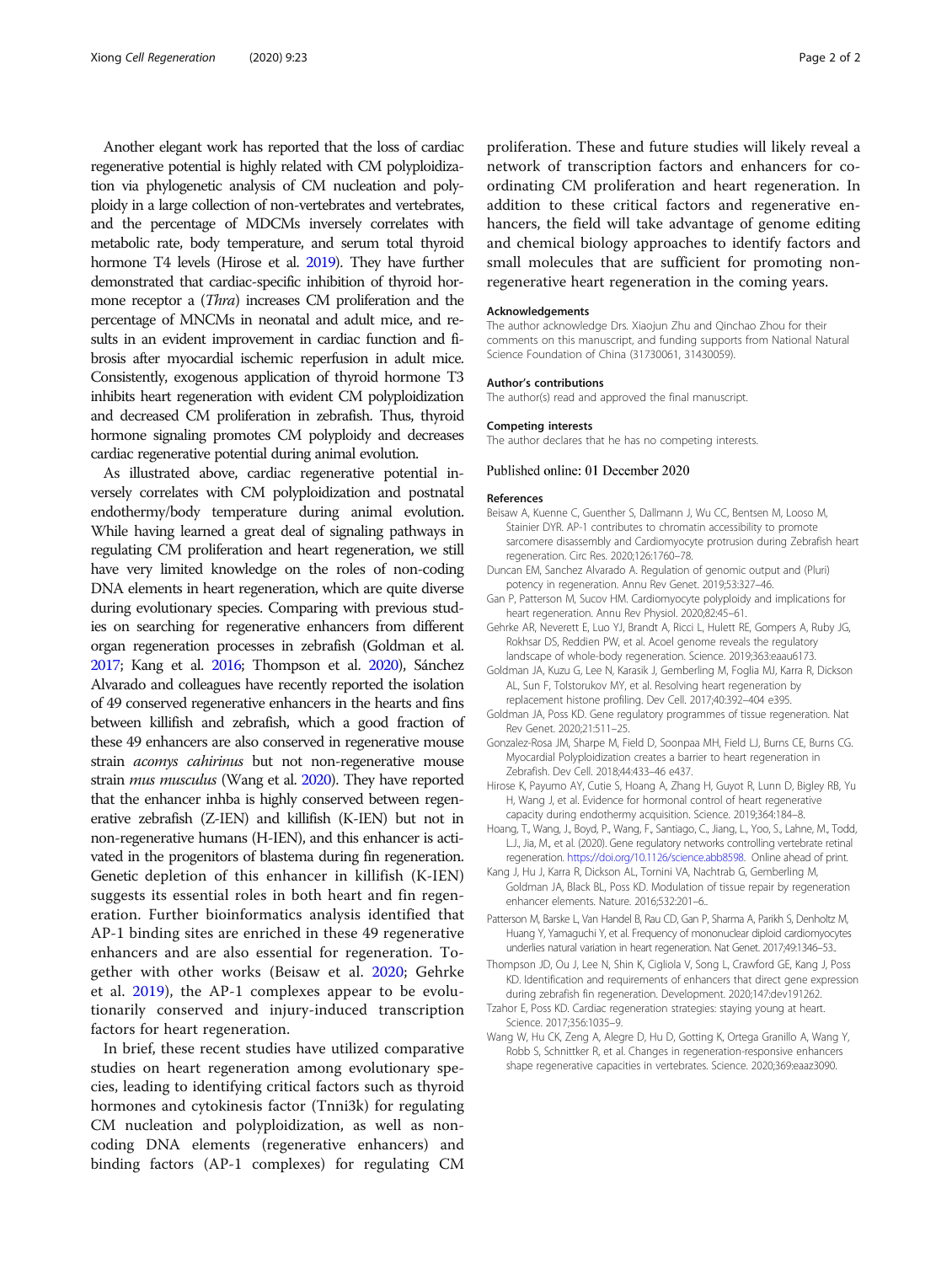Another elegant work has reported that the loss of cardiac regenerative potential is highly related with CM polyploidization via phylogenetic analysis of CM nucleation and polyploidy in a large collection of non-vertebrates and vertebrates, and the percentage of MDCMs inversely correlates with metabolic rate, body temperature, and serum total thyroid hormone T4 levels (Hirose et al. 2019). They have further demonstrated that cardiac-specific inhibition of thyroid hormone receptor a (*Thra*) increases CM proliferation and the percentage of MNCMs in neonatal and adult mice, and results in an evident improvement in cardiac function and fibrosis after myocardial ischemic reperfusion in adult mice. Consistently, exogenous application of thyroid hormone T3 inhibits heart regeneration with evident CM polyploidization and decreased CM proliferation in zebrafish. Thus, thyroid hormone signaling promotes CM polyploidy and decreases cardiac regenerative potential during animal evolution.

As illustrated above, cardiac regenerative potential inversely correlates with CM polyploidization and postnatal endothermy/body temperature during animal evolution. While having learned a great deal of signaling pathways in regulating CM proliferation and heart regeneration, we still have very limited knowledge on the roles of non-coding DNA elements in heart regeneration, which are quite diverse during evolutionary species. Comparing with previous studies on searching for regenerative enhancers from different organ regeneration processes in zebrafish (Goldman et al. 2017; Kang et al. 2016; Thompson et al. 2020), Sánchez Alvarado and colleagues have recently reported the isolation of 49 conserved regenerative enhancers in the hearts and fins between killifish and zebrafish, which a good fraction of these 49 enhancers are also conserved in regenerative mouse strain *acomys cahirinus* but not non-regenerative mouse strain *mus musculus* (Wang et al. 2020). They have reported that the enhancer inhba is highly conserved between regenerative zebrafish (Z-IEN) and killifish (K-IEN) but not in non-regenerative humans (H-IEN), and this enhancer is activated in the progenitors of blastema during fin regeneration. Genetic depletion of this enhancer in killfish (K-IEN) suggests its essential roles in both heart and fin regeneration. Further bioinformatics analysis identified that AP-1 binding sites are enriched in these 49 regenerative enhancers and are also essential for regeneration. Together with other works (Beisaw et al. 2020; Gehrke et al. 2019), the AP-1 complexes appear to be evolutionarily conserved and injury-induced transcription factors for heart regeneration.

In brief, these recent studies have utilized comparative studies on heart regeneration among evolutionary species, leading to identifying critical factors such as thyroid hormones and cytokinesis factor (Tnni3k) for regulating CM nucleation and polyploidization, as well as non-coding DNA elements (regenerative enhancers) and binding factors (AP-1 complexes) for regulating CM proliferation. These and future studies will likely reveal a network of transcription factors and enhancers for co-ordinating CM proliferation and heart regeneration. In addition to these critical factors and regenerative enhancers, the field will take advantage of genome editing and chemical biology approaches to identify factors and small molecules that are sufficient for promoting non-regenerative heart regeneration in the coming years.

#### Acknowledgements

The author acknowledge Drs. Xiaojun Zhu and Qinchao Zhou for their comments on this manuscript, and funding supports from National Natural Science Foundation of China (31730061, 31430059).

#### Author's contributions

The author(s) read and approved the final manuscript.

#### Competing interests

The author declares that he has no competing interests.

Published online: 01 December 2020

#### References

Beisaw A, Kuenne C, Guenther S, Dallmann J, Wu CC, Bentsen M, Looso M, Stainier DYR. AP-1 contributes to chromatin accessibility to promote sarcomere disassembly and Cardiomyocyte protrusion during Zebrafish heart regeneration. Circ Res. 2020;126:1760–78.

Duncan EM, Sanchez Alvarado A. Regulation of genomic output and (Pluri) potency in regeneration. Annu Rev Genet. 2019;53:327–46.

Gan P, Patterson M, Sucov HM. Cardiomyocyte polyploidy and implications for heart regeneration. Annu Rev Physiol. 2020;82:45–61.

Gehrke AR, Neverett E, Luo YJ, Brandt A, Ricci L, Hulett RE, Gompers A, Ruby JG, Rokhsar DS, Reddien PW, et al. Acoel genome reveals the regulatory landscape of whole-body regeneration. Science. 2019;363:eaau6173.

Goldman JA, Kuzu G, Lee N, Karasik J, Gemberling M, Foglia MJ, Karra R, Dickson AL, Sun F, Tolstorukov MY, et al. Resolving heart regeneration by replacement histone profiling. Dev Cell. 2017;40:392–404 e395.

Goldman JA, Poss KD. Gene regulatory programmes of tissue regeneration. Nat Rev Genet. 2020;21:511–25.

Gonzalez-Rosa JM, Sharpe M, Field D, Soonpaa MH, Field LJ, Burns CE, Burns CG. Myocardial Polyploidization creates a barrier to heart regeneration in Zebrafish. Dev Cell. 2018;44:433–46 e437.

Hirose K, Payumo AY, Cutie S, Hoang A, Zhang H, Guyot R, Lunn D, Bigley RB, Yu H, Wang J, et al. Evidence for hormonal control of heart regenerative capacity during endothermy acquisition. Science. 2019;364:184–8.

Hoang, T., Wang, J., Boyd, P., Wang, F., Santiago, C., Jiang, L., Yoo, S., Lahne, M., Todd, L.J., Jia, M., et al. (2020). Gene regulatory networks controlling vertebrate retinal regeneration. https://doi.org/10.1126/science.abb8598. Online ahead of print.

Kang J, Hu J, Karra R, Dickson AL, Tornini VA, Nachtrab G, Gemberling M, Goldman JA, Black BL, Poss KD. Modulation of tissue repair by regeneration enhancer elements. Nature. 2016;532:201–6..

Patterson M, Barske L, Van Handel B, Rau CD, Gan P, Sharma A, Parikh S, Denholtz M, Huang Y, Yamaguchi Y, et al. Frequency of mononuclear diploid cardiomyocytes underlies natural variation in heart regeneration. Nat Genet. 2017;49:1346–53..

Thompson JD, Ou J, Lee N, Shin K, Cigliola V, Song L, Crawford GE, Kang J, Poss KD. Identification and requirements of enhancers that direct gene expression during zebrafish fin regeneration. Development. 2020;147:dev191262.

Tzahor E, Poss KD. Cardiac regeneration strategies: staying young at heart. Science. 2017;356:1035–9.

Wang W, Hu CK, Zeng A, Alegre D, Hu D, Gotting K, Ortega Granillo A, Wang Y, Robb S, Schnittker R, et al. Changes in regeneration-responsive enhancers shape regenerative capacities in vertebrates. Science. 2020;369:eaaz3090.